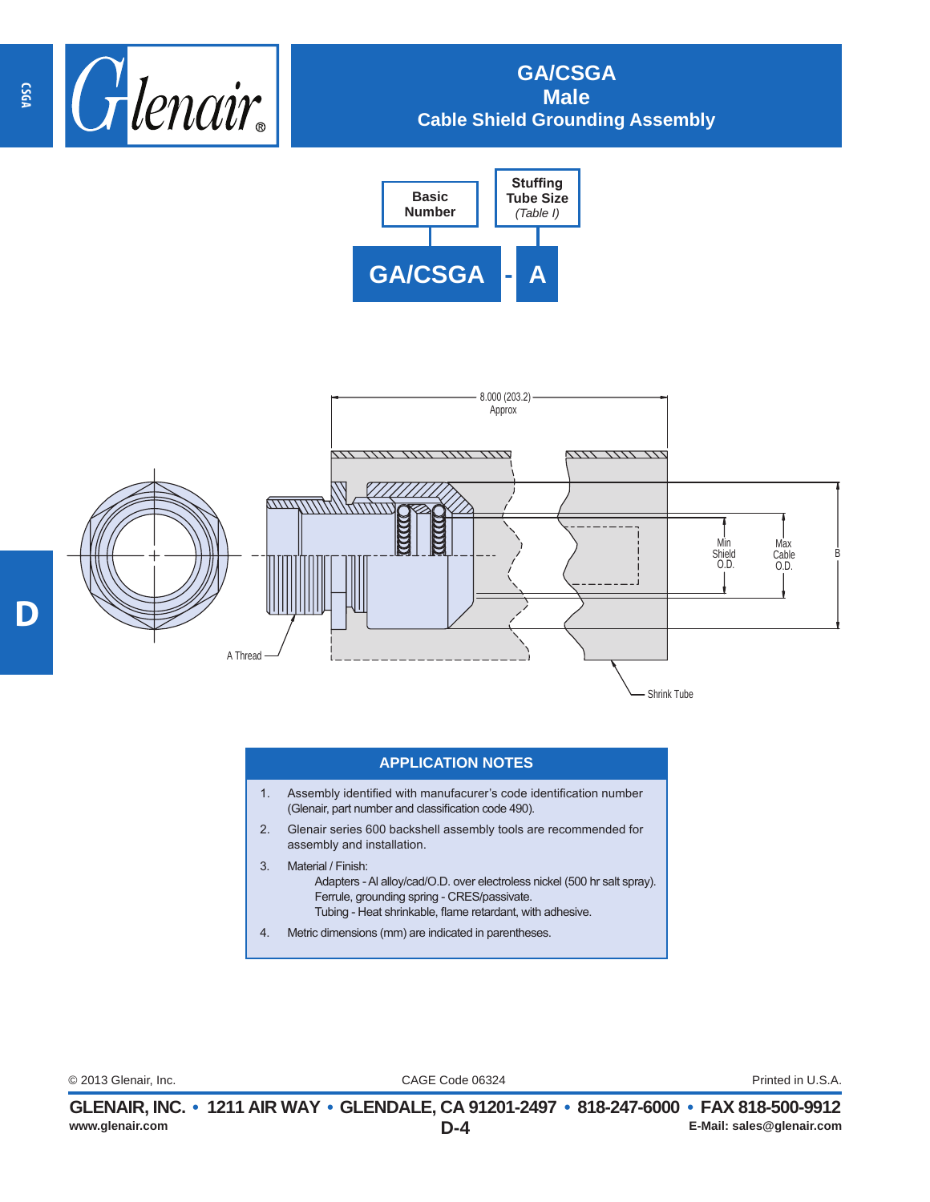# GA/CSGA
## Male
## Cable Shield Grounding Assembly

| Basic Number | Stuffing Tube Size *(Table I)* |
|---|---|
| GA/CSGA | - A |

8.000 (203.2) Approx

Min Shield O.D.

Max Cable O.D.

B

A Thread

Shrink Tube

## APPLICATION NOTES

1. Assembly identified with manufacurer's code identification number (Glenair, part number and classification code 490).
2. Glenair series 600 backshell assembly tools are recommended for assembly and installation.
3. Material / Finish:
   Adapters - Al alloy/cad/O.D. over electroless nickel (500 hr salt spray).
   Ferrule, grounding spring - CRES/passivate.
   Tubing - Heat shrinkable, flame retardant, with adhesive.
4. Metric dimensions (mm) are indicated in parentheses.

© 2013 Glenair, Inc. CAGE Code 06324 Printed in U.S.A.

**GLENAIR, INC. • 1211 AIR WAY • GLENDALE, CA 91201-2497 • 818-247-6000 • FAX 818-500-9912**

www.glenair.com E-Mail: sales@glenair.com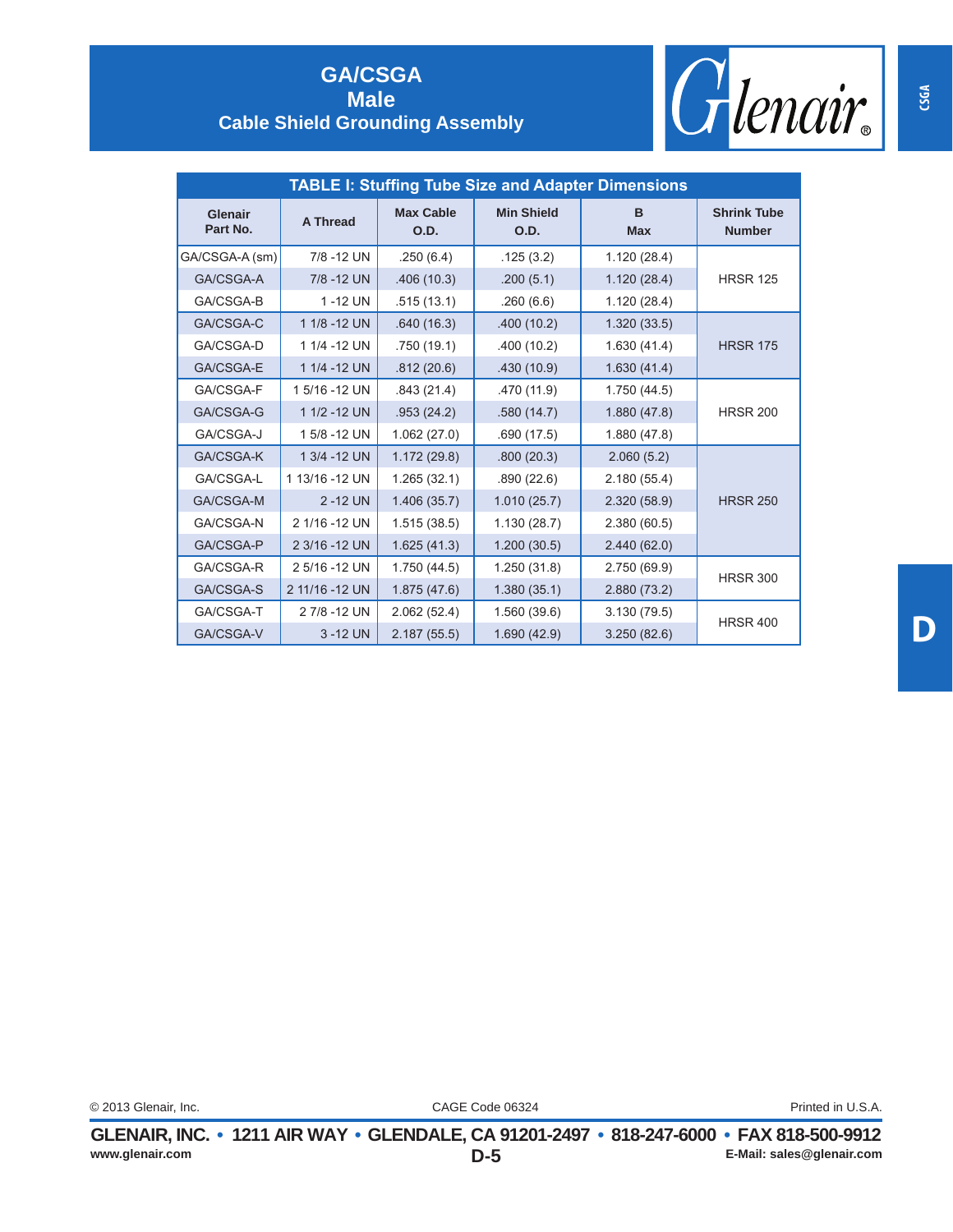# GA/CSGA Male Cable Shield Grounding Assembly

| TABLE I: Stuffing Tube Size and Adapter Dimensions | | | | | |
|---|---|---|---|---|---|
| Glenair Part No. | A Thread | Max Cable O.D. | Min Shield O.D. | B Max | Shrink Tube Number |
| GA/CSGA-A (sm) | 7/8 -12 UN | .250 (6.4) | .125 (3.2) | 1.120 (28.4) | HRSR 125 |
| GA/CSGA-A | 7/8 -12 UN | .406 (10.3) | .200 (5.1) | 1.120 (28.4) | HRSR 125 |
| GA/CSGA-B | 1 -12 UN | .515 (13.1) | .260 (6.6) | 1.120 (28.4) | HRSR 125 |
| GA/CSGA-C | 1 1/8 -12 UN | .640 (16.3) | .400 (10.2) | 1.320 (33.5) | HRSR 175 |
| GA/CSGA-D | 1 1/4 -12 UN | .750 (19.1) | .400 (10.2) | 1.630 (41.4) | HRSR 175 |
| GA/CSGA-E | 1 1/4 -12 UN | .812 (20.6) | .430 (10.9) | 1.630 (41.4) | HRSR 175 |
| GA/CSGA-F | 1 5/16 -12 UN | .843 (21.4) | .470 (11.9) | 1.750 (44.5) | HRSR 200 |
| GA/CSGA-G | 1 1/2 -12 UN | .953 (24.2) | .580 (14.7) | 1.880 (47.8) | HRSR 200 |
| GA/CSGA-J | 1 5/8 -12 UN | 1.062 (27.0) | .690 (17.5) | 1.880 (47.8) | HRSR 200 |
| GA/CSGA-K | 1 3/4 -12 UN | 1.172 (29.8) | .800 (20.3) | 2.060 (5.2) | HRSR 250 |
| GA/CSGA-L | 1 13/16 -12 UN | 1.265 (32.1) | .890 (22.6) | 2.180 (55.4) | HRSR 250 |
| GA/CSGA-M | 2 -12 UN | 1.406 (35.7) | 1.010 (25.7) | 2.320 (58.9) | HRSR 250 |
| GA/CSGA-N | 2 1/16 -12 UN | 1.515 (38.5) | 1.130 (28.7) | 2.380 (60.5) | HRSR 250 |
| GA/CSGA-P | 2 3/16 -12 UN | 1.625 (41.3) | 1.200 (30.5) | 2.440 (62.0) | HRSR 250 |
| GA/CSGA-R | 2 5/16 -12 UN | 1.750 (44.5) | 1.250 (31.8) | 2.750 (69.9) | HRSR 300 |
| GA/CSGA-S | 2 11/16 -12 UN | 1.875 (47.6) | 1.380 (35.1) | 2.880 (73.2) | HRSR 300 |
| GA/CSGA-T | 2 7/8 -12 UN | 2.062 (52.4) | 1.560 (39.6) | 3.130 (79.5) | HRSR 400 |
| GA/CSGA-V | 3 -12 UN | 2.187 (55.5) | 1.690 (42.9) | 3.250 (82.6) | HRSR 400 |

© 2013 Glenair, Inc. CAGE Code 06324 Printed in U.S.A.

GLENAIR, INC. • 1211 AIR WAY • GLENDALE, CA 91201-2497 • 818-247-6000 • FAX 818-500-9912
www.glenair.com E-Mail: sales@glenair.com